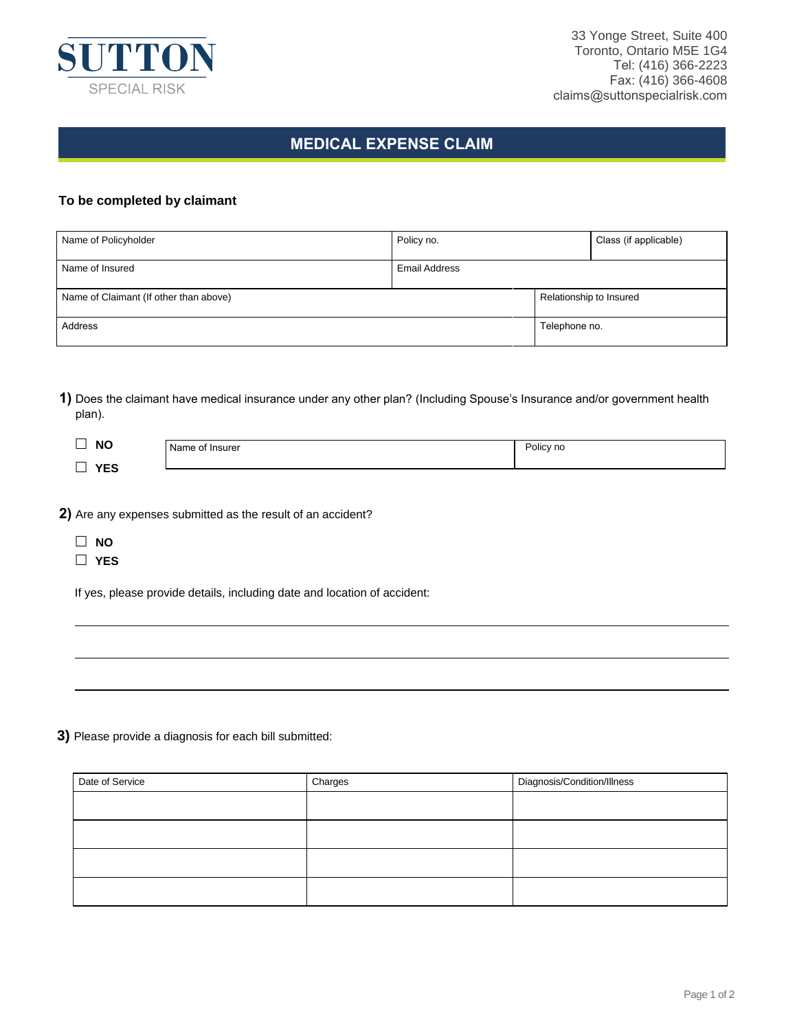SUTTON
SPECIAL RISK

33 Yonge Street, Suite 400
Toronto, Ontario M5E 1G4
Tel: (416) 366-2223
Fax: (416) 366-4608
claims@suttonspecialrisk.com

# MEDICAL EXPENSE CLAIM

### To be completed by claimant

| Name of Policyholder | Policy no. | Class (if applicable) |
|---|---|---|
| Name of Insured | Email Address | |
| Name of Claimant (If other than above) | Relationship to Insured | |
| Address | Telephone no. | |

**1)** Does the claimant have medical insurance under any other plan? (Including Spouse's Insurance and/or government health plan).

☐ **NO**
☐ **YES**

| Name of Insurer | Policy no |
|---|---|
| | |

**2)** Are any expenses submitted as the result of an accident?

☐ **NO**
☐ **YES**

If yes, please provide details, including date and location of accident:

______________________________________________________________________

______________________________________________________________________

______________________________________________________________________

**3)** Please provide a diagnosis for each bill submitted:

| Date of Service | Charges | Diagnosis/Condition/Illness |
|---|---|---|
| | | |
| | | |
| | | |
| | | |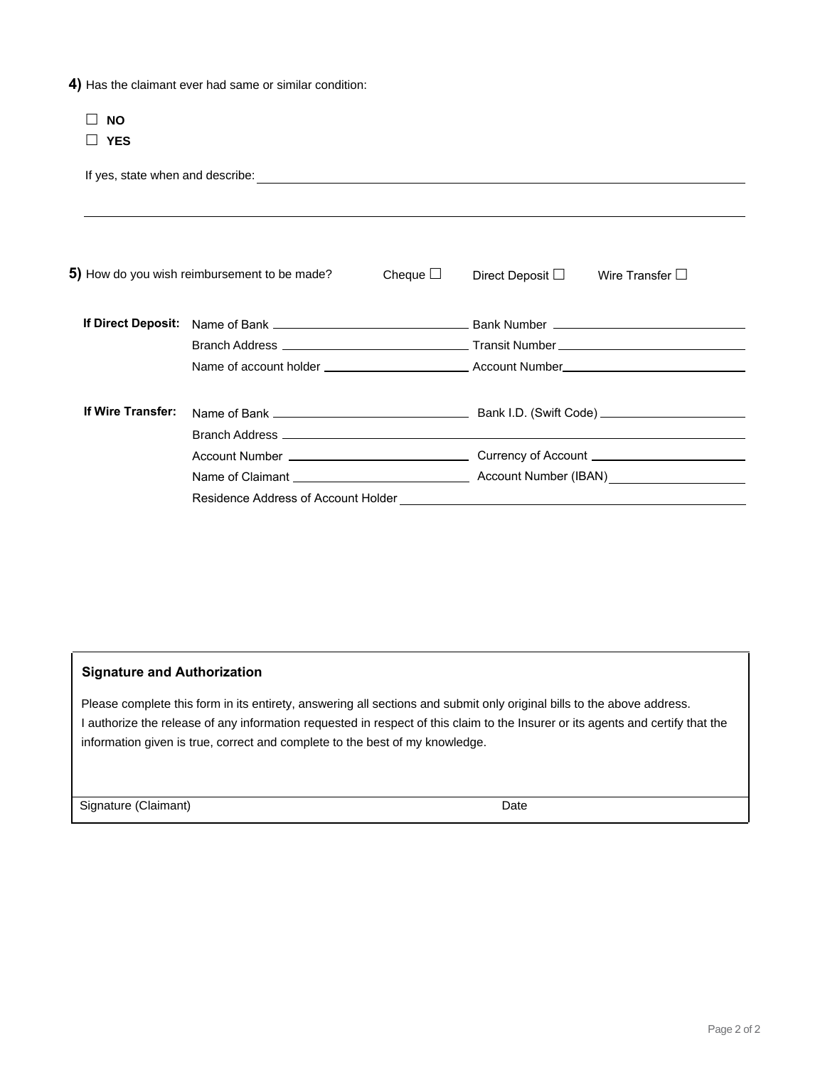**4)** Has the claimant ever had same or similar condition:

☐ **NO**
☐ **YES**

If yes, state when and describe: \_\_\_\_\_\_\_\_\_\_\_\_\_\_\_\_\_\_\_\_\_\_\_\_\_\_\_\_\_\_\_\_\_\_\_\_\_\_\_\_

\_\_\_\_\_\_\_\_\_\_\_\_\_\_\_\_\_\_\_\_\_\_\_\_\_\_\_\_\_\_\_\_\_\_\_\_\_\_\_\_\_\_\_\_\_\_\_\_\_\_\_\_\_\_\_\_\_\_\_\_

**5)** How do you wish reimbursement to be made? Cheque ☐ Direct Deposit ☐ Wire Transfer ☐

| | | |
|---|---|---|
| **If Direct Deposit:** | Name of Bank \_\_\_\_\_\_\_\_\_\_ | Bank Number \_\_\_\_\_\_\_\_\_\_ |
| | Branch Address \_\_\_\_\_\_\_\_\_\_ | Transit Number \_\_\_\_\_\_\_\_\_\_ |
| | Name of account holder \_\_\_\_\_\_\_\_\_\_ | Account Number \_\_\_\_\_\_\_\_\_\_ |
| **If Wire Transfer:** | Name of Bank \_\_\_\_\_\_\_\_\_\_ | Bank I.D. (Swift Code) \_\_\_\_\_\_\_\_\_\_ |
| | Branch Address \_\_\_\_\_\_\_\_\_\_ | |
| | Account Number \_\_\_\_\_\_\_\_\_\_ | Currency of Account \_\_\_\_\_\_\_\_\_\_ |
| | Name of Claimant \_\_\_\_\_\_\_\_\_\_ | Account Number (IBAN) \_\_\_\_\_\_\_\_\_\_ |
| | Residence Address of Account Holder \_\_\_\_\_\_\_\_\_\_ | |

**Signature and Authorization**

Please complete this form in its entirety, answering all sections and submit only original bills to the above address.
I authorize the release of any information requested in respect of this claim to the Insurer or its agents and certify that the information given is true, correct and complete to the best of my knowledge.

| | |
|---|---|
| Signature (Claimant) | Date |